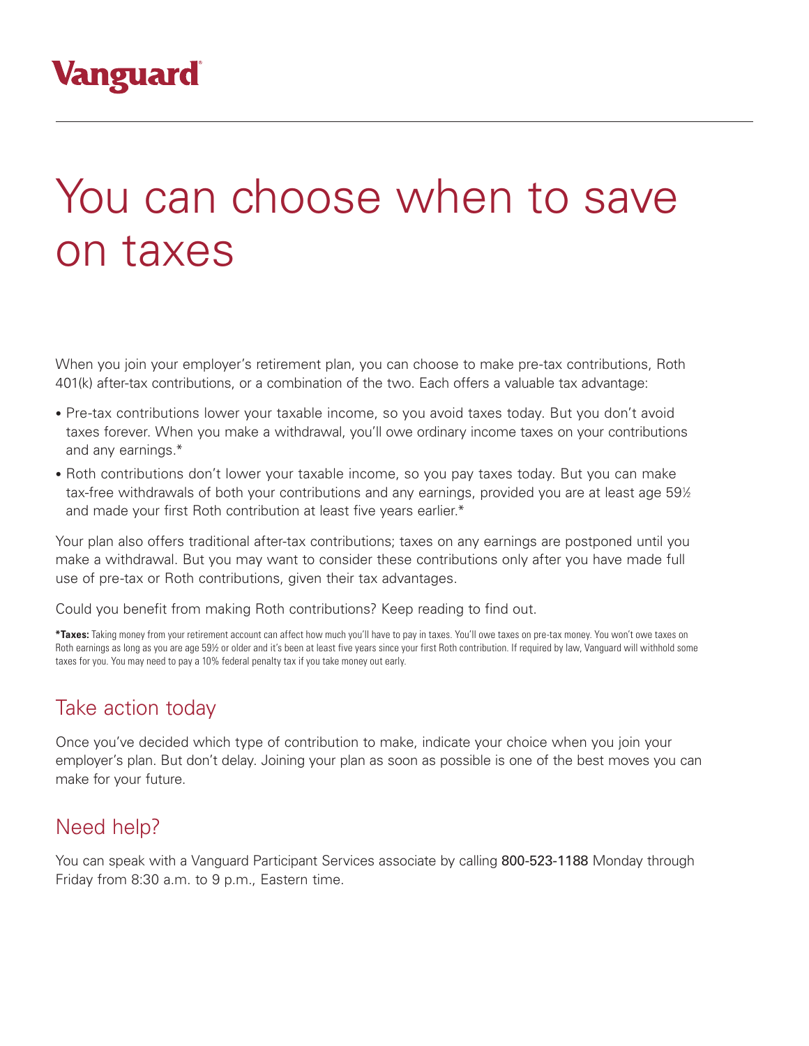Vanguard

# You can choose when to save on taxes

When you join your employer's retirement plan, you can choose to make pre-tax contributions, Roth 401(k) after-tax contributions, or a combination of the two. Each offers a valuable tax advantage:

- Pre-tax contributions lower your taxable income, so you avoid taxes today. But you don't avoid taxes forever. When you make a withdrawal, you'll owe ordinary income taxes on your contributions and any earnings.*
- Roth contributions don't lower your taxable income, so you pay taxes today. But you can make tax-free withdrawals of both your contributions and any earnings, provided you are at least age 59½ and made your first Roth contribution at least five years earlier.*

Your plan also offers traditional after-tax contributions; taxes on any earnings are postponed until you make a withdrawal. But you may want to consider these contributions only after you have made full use of pre-tax or Roth contributions, given their tax advantages.

Could you benefit from making Roth contributions? Keep reading to find out.

**\*Taxes:** Taking money from your retirement account can affect how much you'll have to pay in taxes. You'll owe taxes on pre-tax money. You won't owe taxes on Roth earnings as long as you are age 59½ or older and it's been at least five years since your first Roth contribution. If required by law, Vanguard will withhold some taxes for you. You may need to pay a 10% federal penalty tax if you take money out early.

## Take action today

Once you've decided which type of contribution to make, indicate your choice when you join your employer's plan. But don't delay. Joining your plan as soon as possible is one of the best moves you can make for your future.

## Need help?

You can speak with a Vanguard Participant Services associate by calling 800-523-1188 Monday through Friday from 8:30 a.m. to 9 p.m., Eastern time.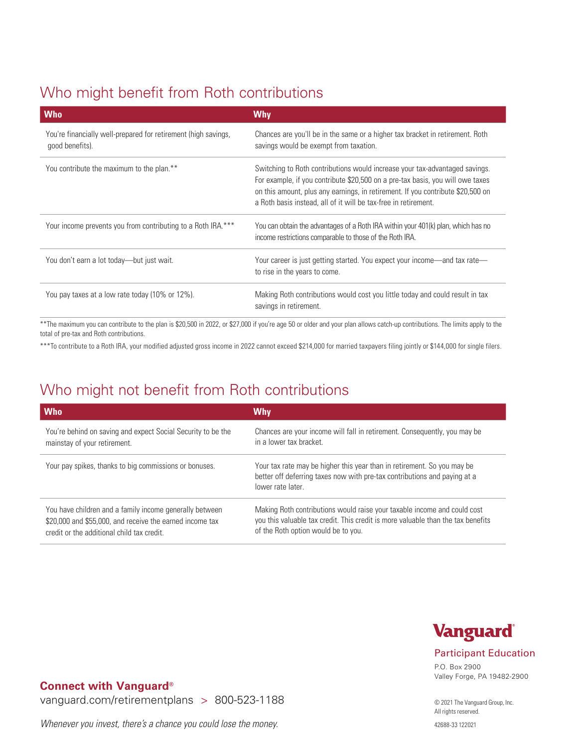## Who might benefit from Roth contributions

| Who | Why |
| --- | --- |
| You're financially well-prepared for retirement (high savings, good benefits). | Chances are you'll be in the same or a higher tax bracket in retirement. Roth savings would be exempt from taxation. |
| You contribute the maximum to the plan.** | Switching to Roth contributions would increase your tax-advantaged savings. For example, if you contribute $20,500 on a pre-tax basis, you will owe taxes on this amount, plus any earnings, in retirement. If you contribute $20,500 on a Roth basis instead, all of it will be tax-free in retirement. |
| Your income prevents you from contributing to a Roth IRA.*** | You can obtain the advantages of a Roth IRA within your 401(k) plan, which has no income restrictions comparable to those of the Roth IRA. |
| You don't earn a lot today—but just wait. | Your career is just getting started. You expect your income—and tax rate—to rise in the years to come. |
| You pay taxes at a low rate today (10% or 12%). | Making Roth contributions would cost you little today and could result in tax savings in retirement. |

**The maximum you can contribute to the plan is $20,500 in 2022, or $27,000 if you're age 50 or older and your plan allows catch-up contributions. The limits apply to the total of pre-tax and Roth contributions.

***To contribute to a Roth IRA, your modified adjusted gross income in 2022 cannot exceed $214,000 for married taxpayers filing jointly or $144,000 for single filers.

## Who might not benefit from Roth contributions

| Who | Why |
| --- | --- |
| You're behind on saving and expect Social Security to be the mainstay of your retirement. | Chances are your income will fall in retirement. Consequently, you may be in a lower tax bracket. |
| Your pay spikes, thanks to big commissions or bonuses. | Your tax rate may be higher this year than in retirement. So you may be better off deferring taxes now with pre-tax contributions and paying at a lower rate later. |
| You have children and a family income generally between $20,000 and $55,000, and receive the earned income tax credit or the additional child tax credit. | Making Roth contributions would raise your taxable income and could cost you this valuable tax credit. This credit is more valuable than the tax benefits of the Roth option would be to you. |

**Connect with Vanguard®**

vanguard.com/retirementplans > 800-523-1188

*Whenever you invest, there's a chance you could lose the money.*

Vanguard®

Participant Education

P.O. Box 2900
Valley Forge, PA 19482-2900

© 2021 The Vanguard Group, Inc.
All rights reserved.

42688-33 122021